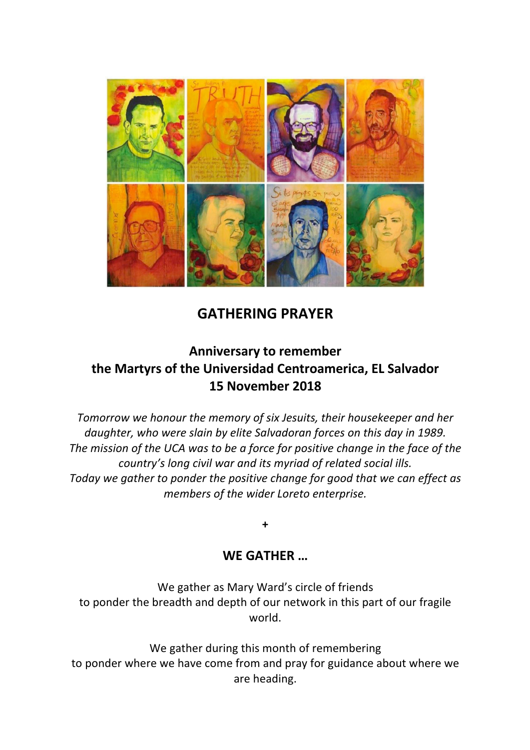## GATHERING PRAYER

### Anniversary to remember the Martyrs of the Universidad Centroamerica, EL Salvador 15 November 2018

*Tomorrow we honour the memory of six Jesuits, their housekeeper and her daughter, who were slain by elite Salvadoran forces on this day in 1989. The mission of the UCA was to be a force for positive change in the face of the country's long civil war and its myriad of related social ills. Today we gather to ponder the positive change for good that we can effect as members of the wider Loreto enterprise.*

+

### WE GATHER …

We gather as Mary Ward's circle of friends
to ponder the breadth and depth of our network in this part of our fragile world.

We gather during this month of remembering
to ponder where we have come from and pray for guidance about where we are heading.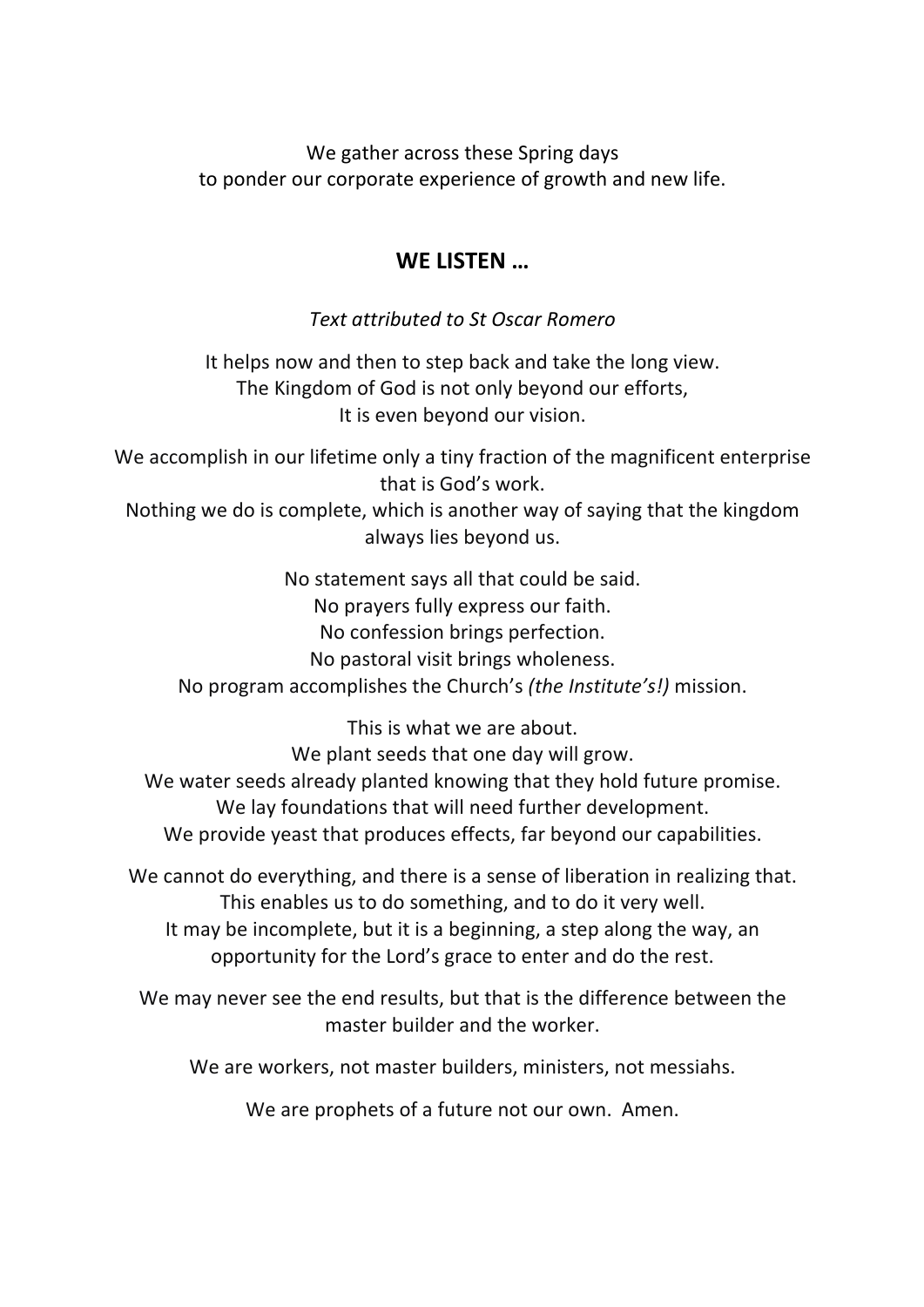We gather across these Spring days
to ponder our corporate experience of growth and new life.

## WE LISTEN …

*Text attributed to St Oscar Romero*

It helps now and then to step back and take the long view.
The Kingdom of God is not only beyond our efforts,
It is even beyond our vision.

We accomplish in our lifetime only a tiny fraction of the magnificent enterprise that is God's work.
Nothing we do is complete, which is another way of saying that the kingdom always lies beyond us.

No statement says all that could be said.
No prayers fully express our faith.
No confession brings perfection.
No pastoral visit brings wholeness.
No program accomplishes the Church's *(the Institute's!)* mission.

This is what we are about.
We plant seeds that one day will grow.
We water seeds already planted knowing that they hold future promise.
We lay foundations that will need further development.
We provide yeast that produces effects, far beyond our capabilities.

We cannot do everything, and there is a sense of liberation in realizing that.
This enables us to do something, and to do it very well.
It may be incomplete, but it is a beginning, a step along the way, an opportunity for the Lord's grace to enter and do the rest.

We may never see the end results, but that is the difference between the master builder and the worker.

We are workers, not master builders, ministers, not messiahs.

We are prophets of a future not our own. Amen.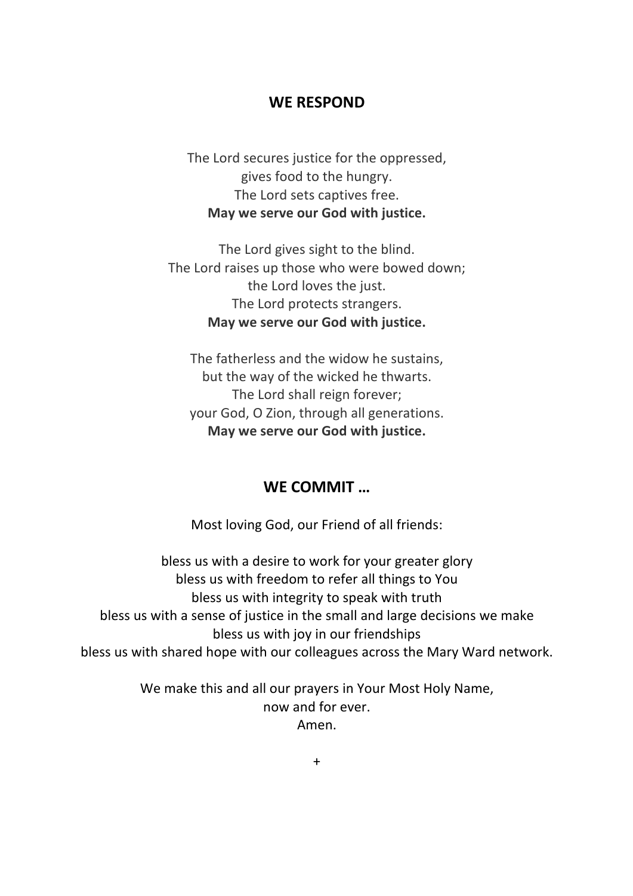## WE RESPOND

The Lord secures justice for the oppressed,
gives food to the hungry.
The Lord sets captives free.
**May we serve our God with justice.**

The Lord gives sight to the blind.
The Lord raises up those who were bowed down;
the Lord loves the just.
The Lord protects strangers.
**May we serve our God with justice.**

The fatherless and the widow he sustains,
but the way of the wicked he thwarts.
The Lord shall reign forever;
your God, O Zion, through all generations.
**May we serve our God with justice.**

## WE COMMIT …

Most loving God, our Friend of all friends:

bless us with a desire to work for your greater glory
bless us with freedom to refer all things to You
bless us with integrity to speak with truth
bless us with a sense of justice in the small and large decisions we make
bless us with joy in our friendships
bless us with shared hope with our colleagues across the Mary Ward network.

We make this and all our prayers in Your Most Holy Name,
now and for ever.
Amen.

+